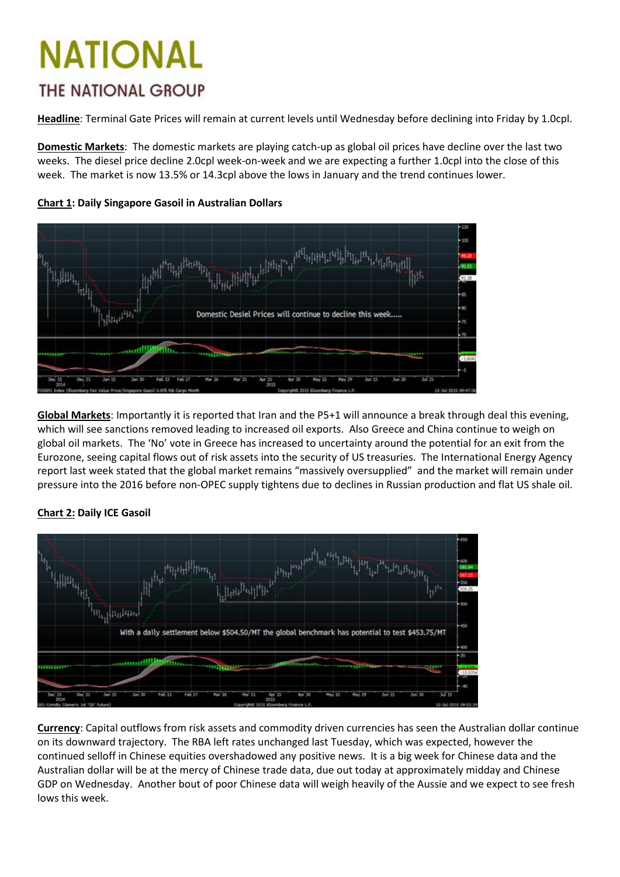# NATIONAL

## THE NATIONAL GROUP

**Headline**: Terminal Gate Prices will remain at current levels until Wednesday before declining into Friday by 1.0cpl.

**Domestic Markets**: The domestic markets are playing catch-up as global oil prices have decline over the last two weeks. The diesel price decline 2.0cpl week-on-week and we are expecting a further 1.0cpl into the close of this week. The market is now 13.5% or 14.3cpl above the lows in January and the trend continues lower.

**Chart 1: Daily Singapore Gasoil in Australian Dollars**

Domestic Desiel Prices will continue to decline this week.....

**Global Markets**: Importantly it is reported that Iran and the P5+1 will announce a break through deal this evening, which will see sanctions removed leading to increased oil exports. Also Greece and China continue to weigh on global oil markets. The 'No' vote in Greece has increased to uncertainty around the potential for an exit from the Eurozone, seeing capital flows out of risk assets into the security of US treasuries. The International Energy Agency report last week stated that the global market remains "massively oversupplied" and the market will remain under pressure into the 2016 before non-OPEC supply tightens due to declines in Russian production and flat US shale oil.

**Chart 2: Daily ICE Gasoil**

With a daily settlement below $504.50/MT the global benchmark has potential to test $453.75/MT

**Currency**: Capital outflows from risk assets and commodity driven currencies has seen the Australian dollar continue on its downward trajectory. The RBA left rates unchanged last Tuesday, which was expected, however the continued selloff in Chinese equities overshadowed any positive news. It is a big week for Chinese data and the Australian dollar will be at the mercy of Chinese trade data, due out today at approximately midday and Chinese GDP on Wednesday. Another bout of poor Chinese data will weigh heavily of the Aussie and we expect to see fresh lows this week.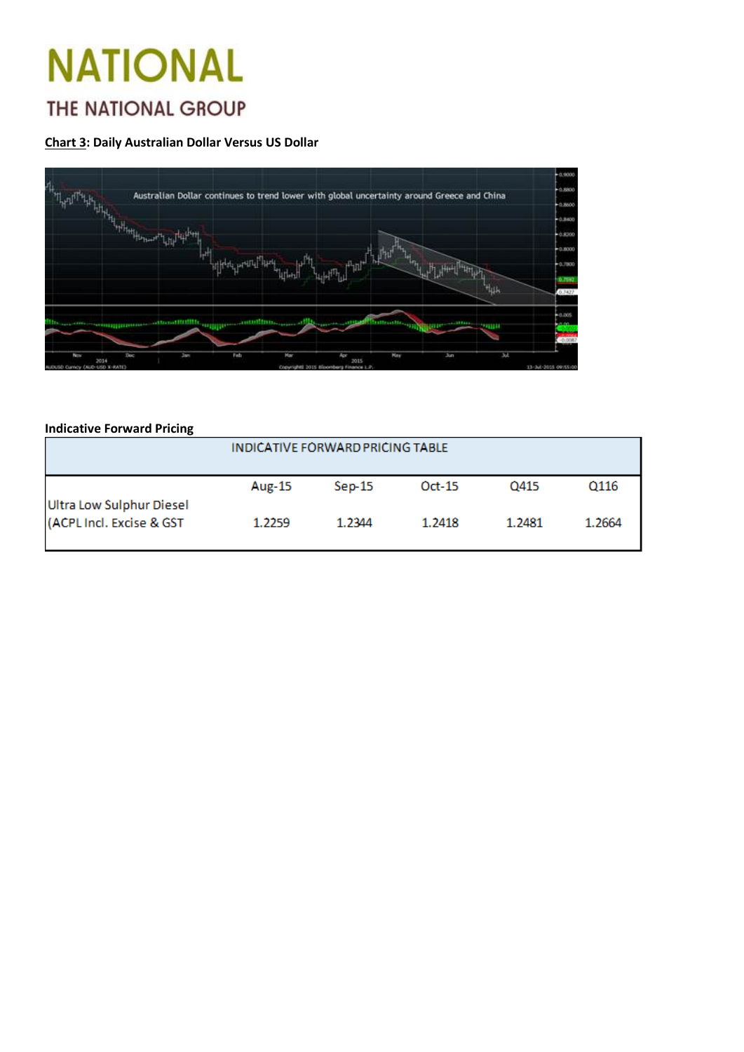NATIONAL

THE NATIONAL GROUP

**Chart 3: Daily Australian Dollar Versus US Dollar**

Australian Dollar continues to trend lower with global uncertainty around Greece and China

0.9000
0.8800
0.8600
0.8400
0.8200
0.8000
0.7800
0.7592
0.7427
0.005
0.00
-0.0087

Nov 2014 Dec Jan Feb Mar Apr 2015 May Jun Jul

AUDUSD Curncy (AUD-USD X-RATE)

Copyright 2015 Bloomberg Finance L.P.

13-Jul-2015 09:55:00

**Indicative Forward Pricing**

| INDICATIVE FORWARD PRICING TABLE | | | | | |
|---|---|---|---|---|---|
| | Aug-15 | Sep-15 | Oct-15 | Q415 | Q116 |
| Ultra Low Sulphur Diesel (ACPL Incl. Excise & GST | 1.2259 | 1.2344 | 1.2418 | 1.2481 | 1.2664 |